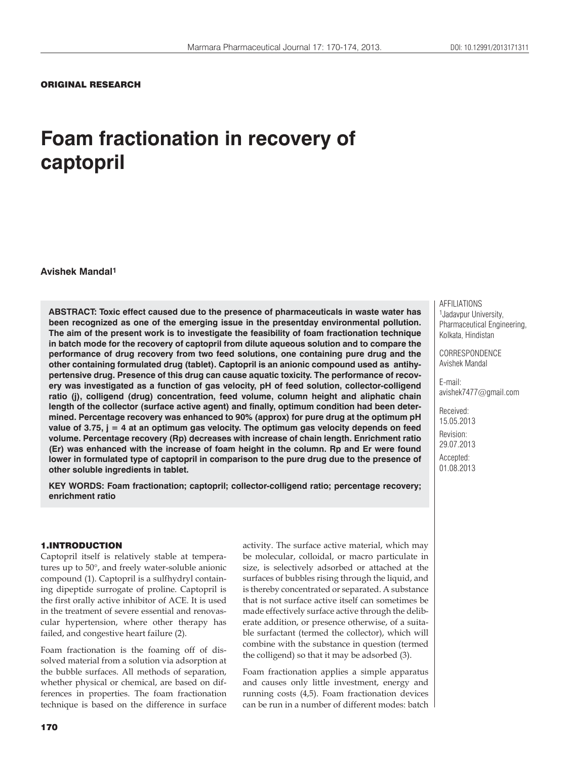ORIGINAL RESEARCH

# Foam fractionation in recovery of captopril

**Avishek Mandal**[1]

AFFILIATIONS
[1]Jadavpur University, Pharmaceutical Engineering, Kolkata, Hindistan

CORRESPONDENCE
Avishek Mandal

E-mail:
avishek7477@gmail.com

Received:
15.05.2013

Revision:
29.07.2013

Accepted:
01.08.2013

**ABSTRACT: Toxic effect caused due to the presence of pharmaceuticals in waste water has been recognized as one of the emerging issue in the presentday environmental pollution. The aim of the present work is to investigate the feasibility of foam fractionation technique in batch mode for the recovery of captopril from dilute aqueous solution and to compare the performance of drug recovery from two feed solutions, one containing pure drug and the other containing formulated drug (tablet). Captopril is an anionic compound used as antihypertensive drug. Presence of this drug can cause aquatic toxicity. The performance of recovery was investigated as a function of gas velocity, pH of feed solution, collector-colligend ratio (j), colligend (drug) concentration, feed volume, column height and aliphatic chain length of the collector (surface active agent) and finally, optimum condition had been determined. Percentage recovery was enhanced to 90% (approx) for pure drug at the optimum pH value of 3.75, j = 4 at an optimum gas velocity. The optimum gas velocity depends on feed volume. Percentage recovery (Rp) decreases with increase of chain length. Enrichment ratio (Er) was enhanced with the increase of foam height in the column. Rp and Er were found lower in formulated type of captopril in comparison to the pure drug due to the presence of other soluble ingredients in tablet.**

**KEY WORDS: Foam fractionation; captopril; collector-colligend ratio; percentage recovery; enrichment ratio**

## 1. INTRODUCTION

Captopril itself is relatively stable at temperatures up to 50°, and freely water-soluble anionic compound (1). Captopril is a sulfhydryl containing dipeptide surrogate of proline. Captopril is the first orally active inhibitor of ACE. It is used in the treatment of severe essential and renovascular hypertension, where other therapy has failed, and congestive heart failure (2).

Foam fractionation is the foaming off of dissolved material from a solution via adsorption at the bubble surfaces. All methods of separation, whether physical or chemical, are based on differences in properties. The foam fractionation technique is based on the difference in surface activity. The surface active material, which may be molecular, colloidal, or macro particulate in size, is selectively adsorbed or attached at the surfaces of bubbles rising through the liquid, and is thereby concentrated or separated. A substance that is not surface active itself can sometimes be made effectively surface active through the deliberate addition, or presence otherwise, of a suitable surfactant (termed the collector), which will combine with the substance in question (termed the colligend) so that it may be adsorbed (3).

Foam fractionation applies a simple apparatus and causes only little investment, energy and running costs (4,5). Foam fractionation devices can be run in a number of different modes: batch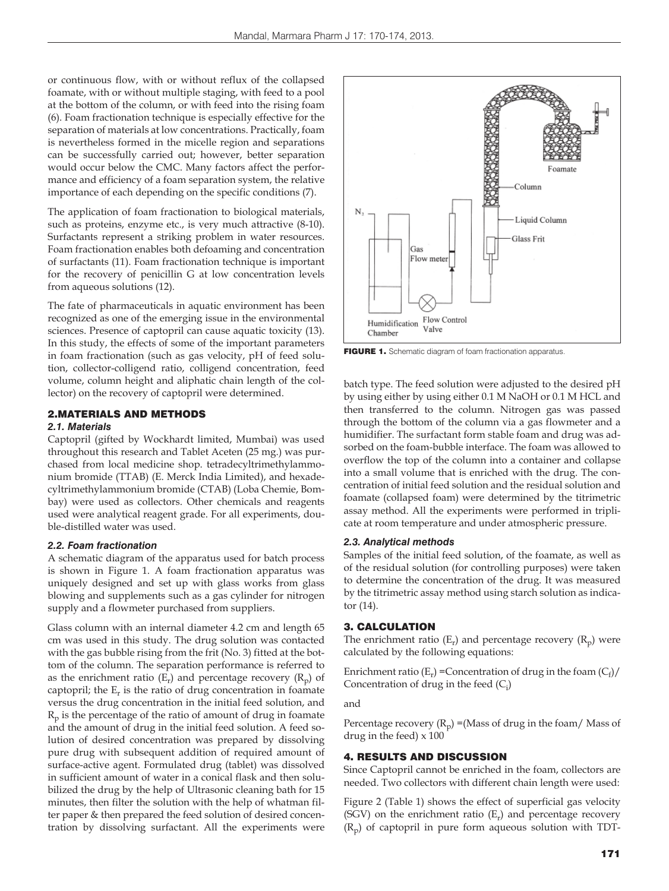or continuous flow, with or without reflux of the collapsed foamate, with or without multiple staging, with feed to a pool at the bottom of the column, or with feed into the rising foam (6). Foam fractionation technique is especially effective for the separation of materials at low concentrations. Practically, foam is nevertheless formed in the micelle region and separations can be successfully carried out; however, better separation would occur below the CMC. Many factors affect the performance and efficiency of a foam separation system, the relative importance of each depending on the specific conditions (7).

The application of foam fractionation to biological materials, such as proteins, enzyme etc., is very much attractive (8-10). Surfactants represent a striking problem in water resources. Foam fractionation enables both defoaming and concentration of surfactants (11). Foam fractionation technique is important for the recovery of penicillin G at low concentration levels from aqueous solutions (12).

The fate of pharmaceuticals in aquatic environment has been recognized as one of the emerging issue in the environmental sciences. Presence of captopril can cause aquatic toxicity (13). In this study, the effects of some of the important parameters in foam fractionation (such as gas velocity, pH of feed solution, collector-colligend ratio, colligend concentration, feed volume, column height and aliphatic chain length of the collector) on the recovery of captopril were determined.

## 2.MATERIALS AND METHODS

### 2.1. Materials

Captopril (gifted by Wockhardt limited, Mumbai) was used throughout this research and Tablet Aceten (25 mg.) was purchased from local medicine shop. tetradecyltrimethylammonium bromide (TTAB) (E. Merck India Limited), and hexadecyltrimethylammonium bromide (CTAB) (Loba Chemie, Bombay) were used as collectors. Other chemicals and reagents used were analytical reagent grade. For all experiments, double-distilled water was used.

### 2.2. Foam fractionation

A schematic diagram of the apparatus used for batch process is shown in Figure 1. A foam fractionation apparatus was uniquely designed and set up with glass works from glass blowing and supplements such as a gas cylinder for nitrogen supply and a flowmeter purchased from suppliers.

Glass column with an internal diameter 4.2 cm and length 65 cm was used in this study. The drug solution was contacted with the gas bubble rising from the frit (No. 3) fitted at the bottom of the column. The separation performance is referred to as the enrichment ratio ($E_r$) and percentage recovery ($R_p$) of captopril; the $E_r$ is the ratio of drug concentration in foamate versus the drug concentration in the initial feed solution, and $R_p$ is the percentage of the ratio of amount of drug in foamate and the amount of drug in the initial feed solution. A feed solution of desired concentration was prepared by dissolving pure drug with subsequent addition of required amount of surface-active agent. Formulated drug (tablet) was dissolved in sufficient amount of water in a conical flask and then solubilized the drug by the help of Ultrasonic cleaning bath for 15 minutes, then filter the solution with the help of whatman filter paper & then prepared the feed solution of desired concentration by dissolving surfactant. All the experiments were batch type. The feed solution were adjusted to the desired pH by using either by using either 0.1 M NaOH or 0.1 M HCL and then transferred to the column. Nitrogen gas was passed through the bottom of the column via a gas flowmeter and a humidifier. The surfactant form stable foam and drug was adsorbed on the foam-bubble interface. The foam was allowed to overflow the top of the column into a container and collapse into a small volume that is enriched with the drug. The concentration of initial feed solution and the residual solution and foamate (collapsed foam) were determined by the titrimetric assay method. All the experiments were performed in triplicate at room temperature and under atmospheric pressure.

**FIGURE 1.** Schematic diagram of foam fractionation apparatus.

### 2.3. Analytical methods

Samples of the initial feed solution, of the foamate, as well as of the residual solution (for controlling purposes) were taken to determine the concentration of the drug. It was measured by the titrimetric assay method using starch solution as indicator (14).

## 3. CALCULATION

The enrichment ratio ($E_r$) and percentage recovery ($R_p$) were calculated by the following equations:

Enrichment ratio ($E_r$) =Concentration of drug in the foam ($C_f$)/ Concentration of drug in the feed ($C_i$)

and

Percentage recovery ($R_p$) =(Mass of drug in the foam/ Mass of drug in the feed) x 100

## 4. RESULTS AND DISCUSSION

Since Captopril cannot be enriched in the foam, collectors are needed. Two collectors with different chain length were used:

Figure 2 (Table 1) shows the effect of superficial gas velocity (SGV) on the enrichment ratio ($E_r$) and percentage recovery ($R_p$) of captopril in pure form aqueous solution with TDT-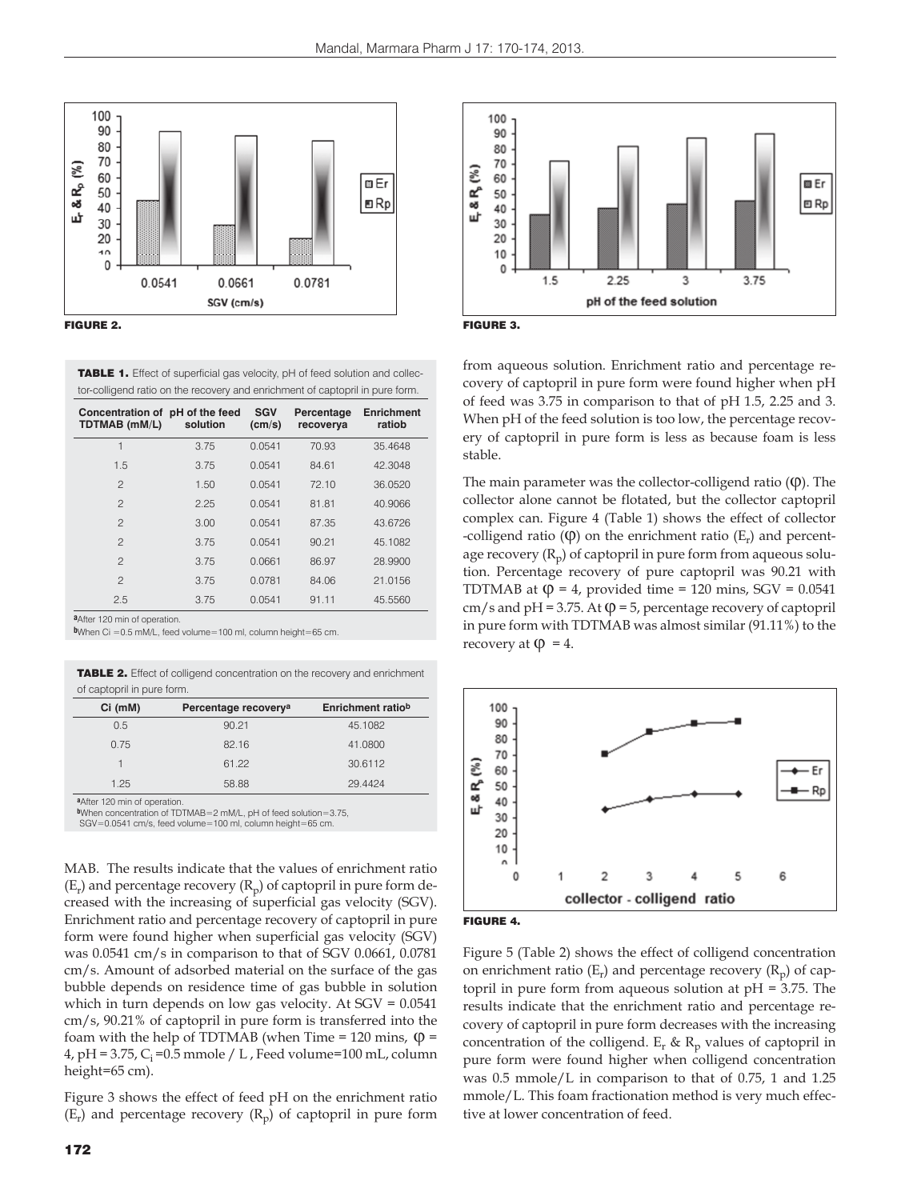FIGURE 2.

FIGURE 3.

**TABLE 1.** Effect of superficial gas velocity, pH of feed solution and collector-colligend ratio on the recovery and enrichment of captopril in pure form.

| Concentration of TDTMAB (mM/L) | pH of the feed solution | SGV (cm/s) | Percentage recovery[a] | Enrichment ratio[b] |
|---|---|---|---|---|
| 1 | 3.75 | 0.0541 | 70.93 | 35.4648 |
| 1.5 | 3.75 | 0.0541 | 84.61 | 42.3048 |
| 2 | 1.50 | 0.0541 | 72.10 | 36.0520 |
| 2 | 2.25 | 0.0541 | 81.81 | 40.9066 |
| 2 | 3.00 | 0.0541 | 87.35 | 43.6726 |
| 2 | 3.75 | 0.0541 | 90.21 | 45.1082 |
| 2 | 3.75 | 0.0661 | 86.97 | 28.9900 |
| 2 | 3.75 | 0.0781 | 84.06 | 21.0156 |
| 2.5 | 3.75 | 0.0541 | 91.11 | 45.5560 |

[a]After 120 min of operation.
[b]When Ci =0.5 mM/L, feed volume=100 ml, column height=65 cm.

**TABLE 2.** Effect of colligend concentration on the recovery and enrichment of captopril in pure form.

| Ci (mM) | Percentage recovery[a] | Enrichment ratio[b] |
|---|---|---|
| 0.5 | 90.21 | 45.1082 |
| 0.75 | 82.16 | 41.0800 |
| 1 | 61.22 | 30.6112 |
| 1.25 | 58.88 | 29.4424 |

[a]After 120 min of operation.
[b]When concentration of TDTMAB=2 mM/L, pH of feed solution=3.75, SGV=0.0541 cm/s, feed volume=100 ml, column height=65 cm.

MAB. The results indicate that the values of enrichment ratio ($E_r$) and percentage recovery ($R_p$) of captopril in pure form decreased with the increasing of superficial gas velocity (SGV). Enrichment ratio and percentage recovery of captopril in pure form were found higher when superficial gas velocity (SGV) was 0.0541 cm/s in comparison to that of SGV 0.0661, 0.0781 cm/s. Amount of adsorbed material on the surface of the gas bubble depends on residence time of gas bubble in solution which in turn depends on low gas velocity. At SGV = 0.0541 cm/s, 90.21% of captopril in pure form is transferred into the foam with the help of TDTMAB (when Time = 120 mins, $\varphi$ = 4, pH = 3.75, $C_i$ =0.5 mmole / L , Feed volume=100 mL, column height=65 cm).

Figure 3 shows the effect of feed pH on the enrichment ratio ($E_r$) and percentage recovery ($R_p$) of captopril in pure form from aqueous solution. Enrichment ratio and percentage recovery of captopril in pure form were found higher when pH of feed was 3.75 in comparison to that of pH 1.5, 2.25 and 3. When pH of the feed solution is too low, the percentage recovery of captopril in pure form is less as because foam is less stable.

The main parameter was the collector-colligend ratio ($\varphi$). The collector alone cannot be flotated, but the collector captopril complex can. Figure 4 (Table 1) shows the effect of collector -colligend ratio ($\varphi$) on the enrichment ratio ($E_r$) and percentage recovery ($R_p$) of captopril in pure form from aqueous solution. Percentage recovery of pure captopril was 90.21 with TDTMAB at $\varphi$ = 4, provided time = 120 mins, SGV = 0.0541 cm/s and pH = 3.75. At $\varphi$ = 5, percentage recovery of captopril in pure form with TDTMAB was almost similar (91.11%) to the recovery at $\varphi$ = 4.

FIGURE 4.

Figure 5 (Table 2) shows the effect of colligend concentration on enrichment ratio ($E_r$) and percentage recovery ($R_p$) of captopril in pure form from aqueous solution at pH = 3.75. The results indicate that the enrichment ratio and percentage recovery of captopril in pure form decreases with the increasing concentration of the colligend. $E_r$ & $R_p$ values of captopril in pure form were found higher when colligend concentration was 0.5 mmole/L in comparison to that of 0.75, 1 and 1.25 mmole/L. This foam fractionation method is very much effective at lower concentration of feed.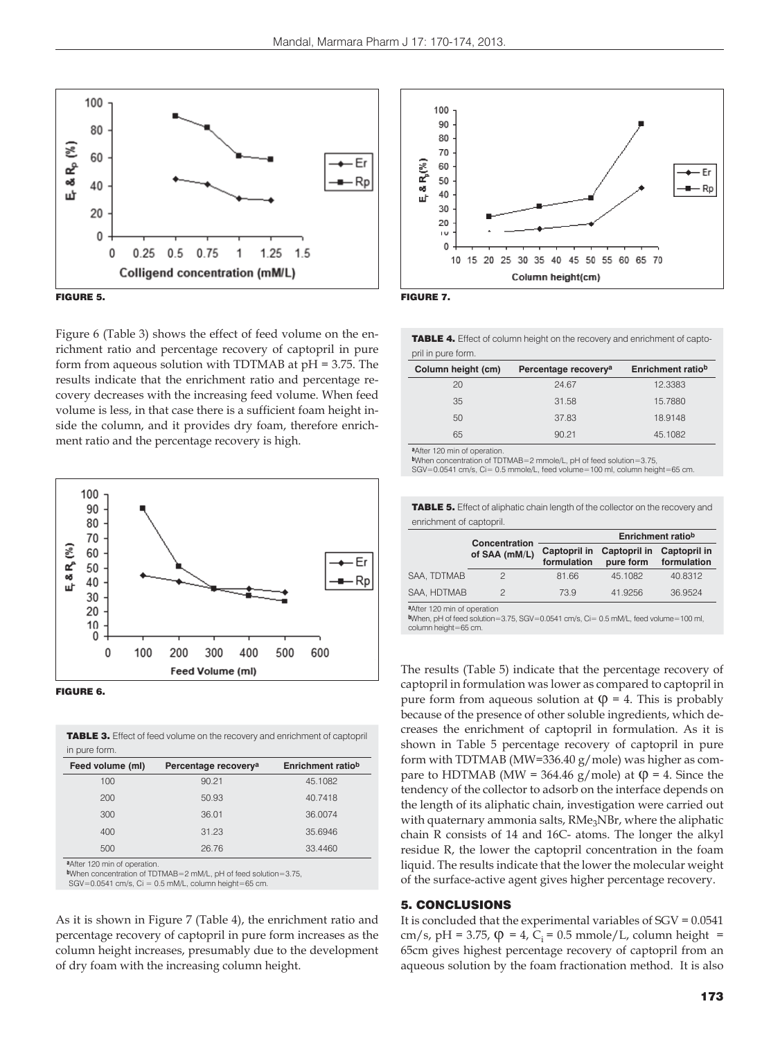FIGURE 5.

FIGURE 7.

Figure 6 (Table 3) shows the effect of feed volume on the enrichment ratio and percentage recovery of captopril in pure form from aqueous solution with TDTMAB at pH = 3.75. The results indicate that the enrichment ratio and percentage recovery decreases with the increasing feed volume. When feed volume is less, in that case there is a sufficient foam height inside the column, and it provides dry foam, therefore enrichment ratio and the percentage recovery is high.

FIGURE 6.

**TABLE 3.** Effect of feed volume on the recovery and enrichment of captopril in pure form.

| Feed volume (ml) | Percentage recovery[a] | Enrichment ratio[b] |
|---|---|---|
| 100 | 90.21 | 45.1082 |
| 200 | 50.93 | 40.7418 |
| 300 | 36.01 | 36.0074 |
| 400 | 31.23 | 35.6946 |
| 500 | 26.76 | 33.4460 |

[a]After 120 min of operation.
[b]When concentration of TDTMAB=2 mM/L, pH of feed solution=3.75, SGV=0.0541 cm/s, Ci = 0.5 mM/L, column height=65 cm.

As it is shown in Figure 7 (Table 4), the enrichment ratio and percentage recovery of captopril in pure form increases as the column height increases, presumably due to the development of dry foam with the increasing column height.

**TABLE 4.** Effect of column height on the recovery and enrichment of captopril in pure form.

| Column height (cm) | Percentage recovery[a] | Enrichment ratio[b] |
|---|---|---|
| 20 | 24.67 | 12.3383 |
| 35 | 31.58 | 15.7880 |
| 50 | 37.83 | 18.9148 |
| 65 | 90.21 | 45.1082 |

[a]After 120 min of operation.
[b]When concentration of TDTMAB=2 mmole/L, pH of feed solution=3.75, SGV=0.0541 cm/s, Ci= 0.5 mmole/L, feed volume=100 ml, column height=65 cm.

**TABLE 5.** Effect of aliphatic chain length of the collector on the recovery and enrichment of captopril.

| | Concentration of SAA (mM/L) | Captopril in formulation | Enrichment ratio[b] Captopril in pure form | Captopril in formulation |
|---|---|---|---|---|
| SAA, TDTMAB | 2 | 81.66 | 45.1082 | 40.8312 |
| SAA, HDTMAB | 2 | 73.9 | 41.9256 | 36.9524 |

[a]After 120 min of operation
[b]When, pH of feed solution=3.75, SGV=0.0541 cm/s, Ci= 0.5 mM/L, feed volume=100 ml, column height=65 cm.

The results (Table 5) indicate that the percentage recovery of captopril in formulation was lower as compared to captopril in pure form from aqueous solution at $\varphi = 4$. This is probably because of the presence of other soluble ingredients, which decreases the enrichment of captopril in formulation. As it is shown in Table 5 percentage recovery of captopril in pure form with TDTMAB (MW=336.40 g/mole) was higher as compare to HDTMAB (MW = 364.46 g/mole) at $\varphi = 4$. Since the tendency of the collector to adsorb on the interface depends on the length of its aliphatic chain, investigation were carried out with quaternary ammonia salts, $RMe_3NBr$, where the aliphatic chain R consists of 14 and 16C- atoms. The longer the alkyl residue R, the lower the captopril concentration in the foam liquid. The results indicate that the lower the molecular weight of the surface-active agent gives higher percentage recovery.

## 5. CONCLUSIONS

It is concluded that the experimental variables of SGV = 0.0541 cm/s, pH = 3.75, $\varphi = 4$, $C_i = 0.5$ mmole/L, column height = 65cm gives highest percentage recovery of captopril from an aqueous solution by the foam fractionation method. It is also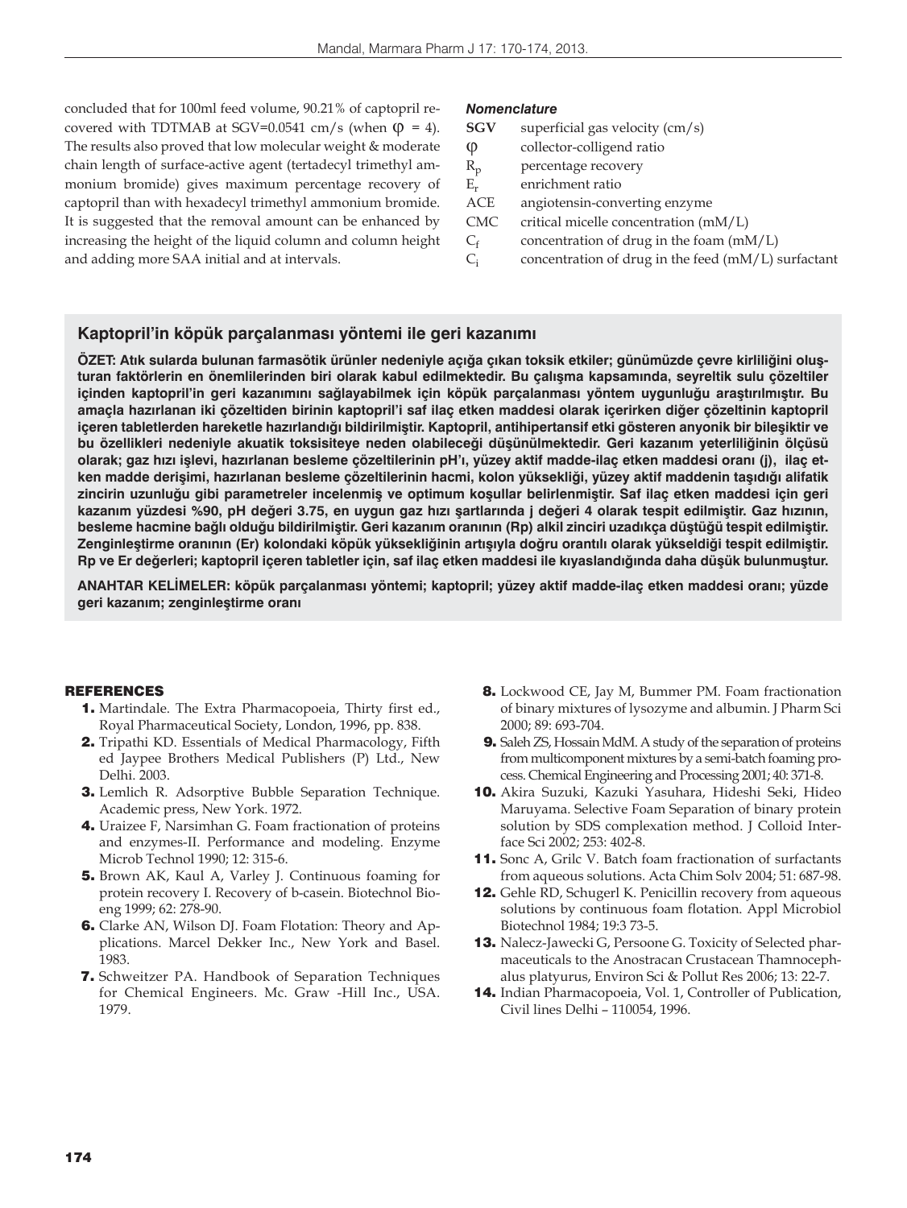concluded that for 100ml feed volume, 90.21% of captopril recovered with TDTMAB at SGV=0.0541 cm/s (when $\varphi$ = 4). The results also proved that low molecular weight & moderate chain length of surface-active agent (tertadecyl trimethyl ammonium bromide) gives maximum percentage recovery of captopril than with hexadecyl trimethyl ammonium bromide. It is suggested that the removal amount can be enhanced by increasing the height of the liquid column and column height and adding more SAA initial and at intervals.

***Nomenclature***

| | |
|---|---|
| **SGV** | superficial gas velocity (cm/s) |
| $\varphi$ | collector-colligend ratio |
| $R_p$ | percentage recovery |
| $E_r$ | enrichment ratio |
| ACE | angiotensin-converting enzyme |
| CMC | critical micelle concentration (mM/L) |
| $C_f$ | concentration of drug in the foam (mM/L) |
| $C_i$ | concentration of drug in the feed (mM/L) surfactant |

## Kaptopril'in köpük parçalanması yöntemi ile geri kazanımı

**ÖZET: Atık sularda bulunan farmasötik ürünler nedeniyle açığa çıkan toksik etkiler; günümüzde çevre kirliliğini oluşturan faktörlerin en önemlilerinden biri olarak kabul edilmektedir. Bu çalışma kapsamında, seyreltik sulu çözeltiler içinden kaptopril'in geri kazanımını sağlayabilmek için köpük parçalanması yöntem uygunluğu araştırılmıştır. Bu amaçla hazırlanan iki çözeltiden birinin kaptopril'i saf ilaç etken maddesi olarak içerirken diğer çözeltinin kaptopril içeren tabletlerden hareketle hazırlandığı bildirilmiştir. Kaptopril, antihipertansif etki gösteren anyonik bir bileşiktir ve bu özellikleri nedeniyle akuatik toksisiteye neden olabileceği düşünülmektedir. Geri kazanım yeterliliğinin ölçüsü olarak; gaz hızı işlevi, hazırlanan besleme çözeltilerinin pH'ı, yüzey aktif madde-ilaç etken maddesi oranı (j), ilaç etken madde derişimi, hazırlanan besleme çözeltilerinin hacmi, kolon yüksekliği, yüzey aktif maddenin taşıdığı alifatik zincirin uzunluğu gibi parametreler incelenmiş ve optimum koşullar belirlenmiştir. Saf ilaç etken maddesi için geri kazanım yüzdesi %90, pH değeri 3.75, en uygun gaz hızı şartlarında j değeri 4 olarak tespit edilmiştir. Gaz hızının, besleme hacmine bağlı olduğu bildirilmiştir. Geri kazanım oranının (Rp) alkil zinciri uzadıkça düştüğü tespit edilmiştir. Zenginleştirme oranının (Er) kolondaki köpük yüksekliğinin artışıyla doğru orantılı olarak yükseldiği tespit edilmiştir. Rp ve Er değerleri; kaptopril içeren tabletler için, saf ilaç etken maddesi ile kıyaslandığında daha düşük bulunmuştur.**

**ANAHTAR KELİMELER: köpük parçalanması yöntemi; kaptopril; yüzey aktif madde-ilaç etken maddesi oranı; yüzde geri kazanım; zenginleştirme oranı**

## REFERENCES

1. Martindale. The Extra Pharmacopoeia, Thirty first ed., Royal Pharmaceutical Society, London, 1996, pp. 838.
2. Tripathi KD. Essentials of Medical Pharmacology, Fifth ed Jaypee Brothers Medical Publishers (P) Ltd., New Delhi. 2003.
3. Lemlich R. Adsorptive Bubble Separation Technique. Academic press, New York. 1972.
4. Uraizee F, Narsimhan G. Foam fractionation of proteins and enzymes-II. Performance and modeling. Enzyme Microb Technol 1990; 12: 315-6.
5. Brown AK, Kaul A, Varley J. Continuous foaming for protein recovery I. Recovery of b-casein. Biotechnol Bioeng 1999; 62: 278-90.
6. Clarke AN, Wilson DJ. Foam Flotation: Theory and Applications. Marcel Dekker Inc., New York and Basel. 1983.
7. Schweitzer PA. Handbook of Separation Techniques for Chemical Engineers. Mc. Graw -Hill Inc., USA. 1979.
8. Lockwood CE, Jay M, Bummer PM. Foam fractionation of binary mixtures of lysozyme and albumin. J Pharm Sci 2000; 89: 693-704.
9. Saleh ZS, Hossain MdM. A study of the separation of proteins from multicomponent mixtures by a semi-batch foaming process. Chemical Engineering and Processing 2001; 40: 371-8.
10. Akira Suzuki, Kazuki Yasuhara, Hideshi Seki, Hideo Maruyama. Selective Foam Separation of binary protein solution by SDS complexation method. J Colloid Interface Sci 2002; 253: 402-8.
11. Sonc A, Grilc V. Batch foam fractionation of surfactants from aqueous solutions. Acta Chim Solv 2004; 51: 687-98.
12. Gehle RD, Schugerl K. Penicillin recovery from aqueous solutions by continuous foam flotation. Appl Microbiol Biotechnol 1984; 19:3 73-5.
13. Nalecz-Jawecki G, Persoone G. Toxicity of Selected pharmaceuticals to the Anostracan Crustacean Thamnocephalus platyurus, Environ Sci & Pollut Res 2006; 13: 22-7.
14. Indian Pharmacopoeia, Vol. 1, Controller of Publication, Civil lines Delhi – 110054, 1996.